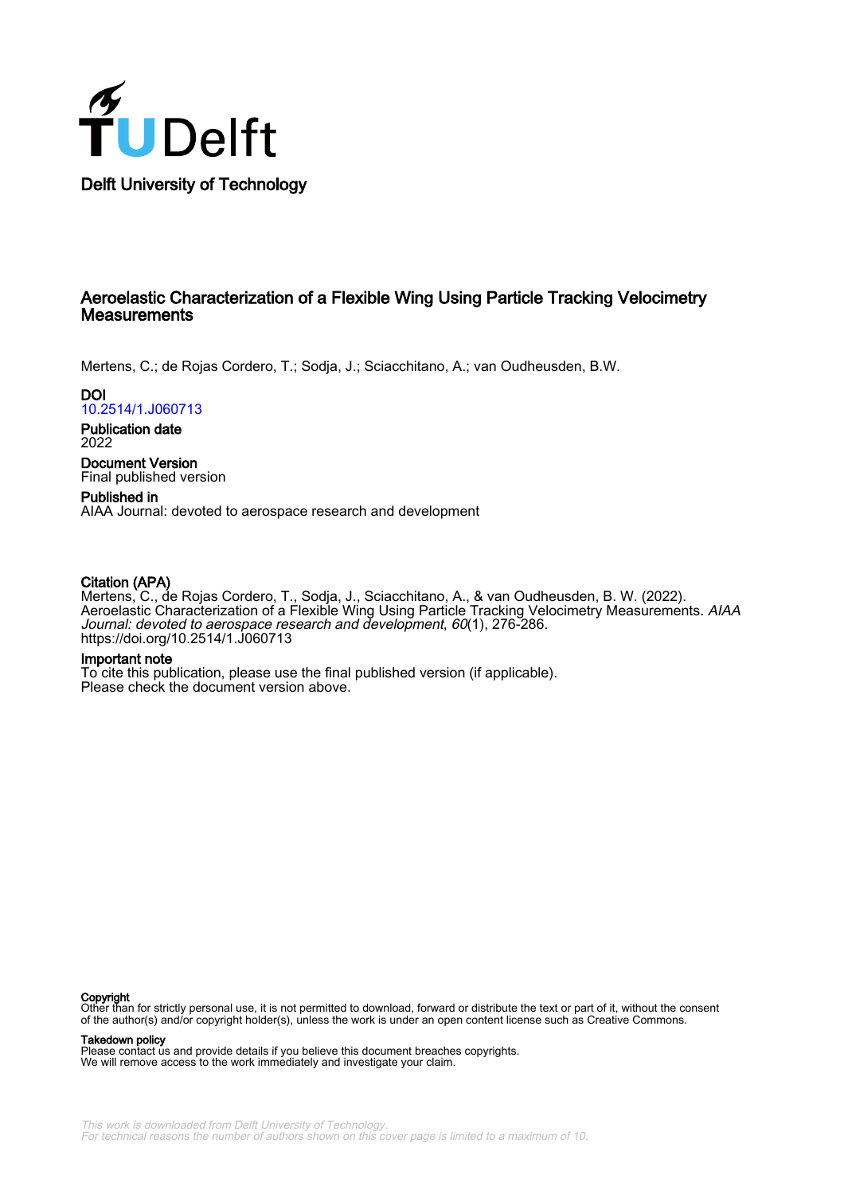Delft University of Technology

# Aeroelastic Characterization of a Flexible Wing Using Particle Tracking Velocimetry Measurements

Mertens, C.; de Rojas Cordero, T.; Sodja, J.; Sciacchitano, A.; van Oudheusden, B.W.

**DOI**
10.2514/1.J060713

**Publication date**
2022

**Document Version**
Final published version

**Published in**
AIAA Journal: devoted to aerospace research and development

**Citation (APA)**
Mertens, C., de Rojas Cordero, T., Sodja, J., Sciacchitano, A., & van Oudheusden, B. W. (2022). Aeroelastic Characterization of a Flexible Wing Using Particle Tracking Velocimetry Measurements. *AIAA Journal: devoted to aerospace research and development*, *60*(1), 276-286. https://doi.org/10.2514/1.J060713

**Important note**
To cite this publication, please use the final published version (if applicable).
Please check the document version above.

**Copyright**
Other than for strictly personal use, it is not permitted to download, forward or distribute the text or part of it, without the consent of the author(s) and/or copyright holder(s), unless the work is under an open content license such as Creative Commons.

**Takedown policy**
Please contact us and provide details if you believe this document breaches copyrights.
We will remove access to the work immediately and investigate your claim.

*This work is downloaded from Delft University of Technology.*
*For technical reasons the number of authors shown on this cover page is limited to a maximum of 10.*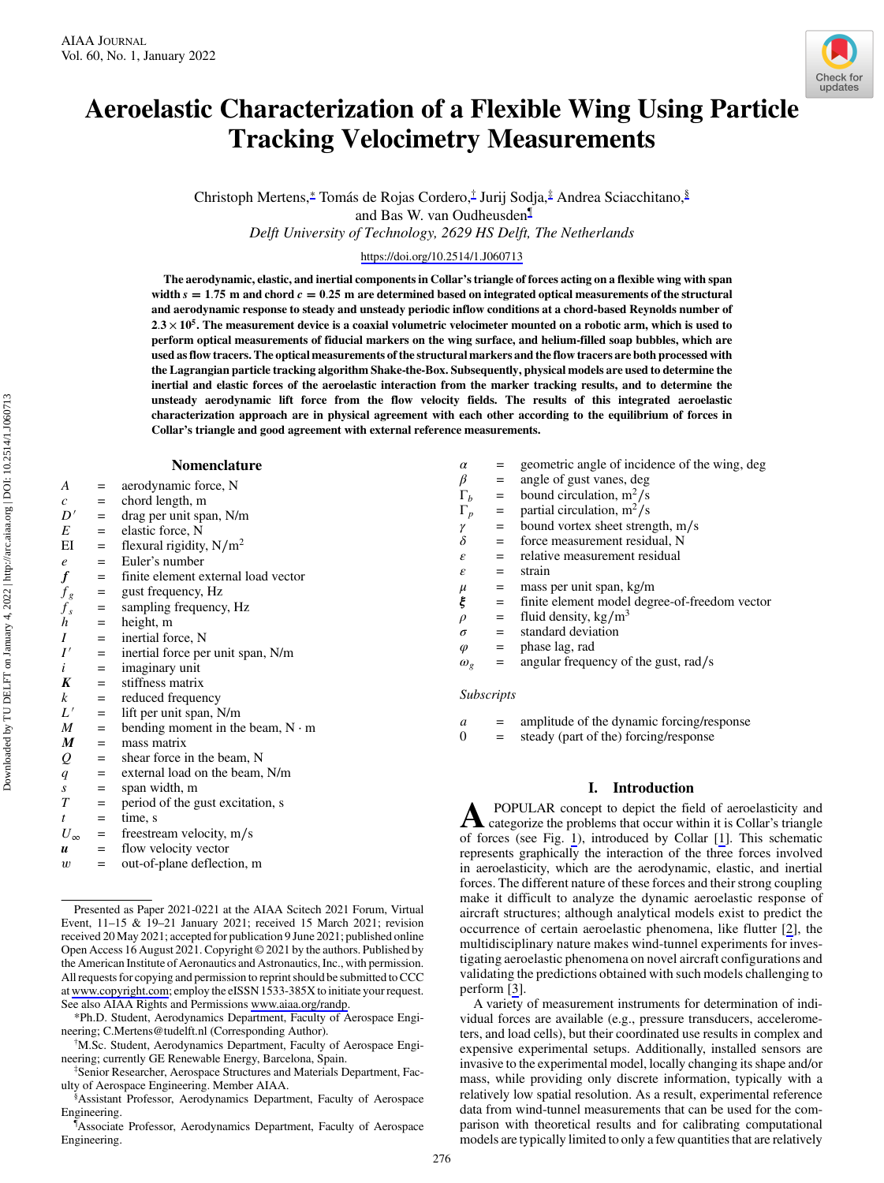# Aeroelastic Characterization of a Flexible Wing Using Particle Tracking Velocimetry Measurements

Christoph Mertens,* Tomás de Rojas Cordero,† Jurij Sodja,‡ Andrea Sciacchitano,§ and Bas W. van Oudheusden¶

*Delft University of Technology, 2629 HS Delft, The Netherlands*

https://doi.org/10.2514/1.J060713

**The aerodynamic, elastic, and inertial components in Collar's triangle of forces acting on a flexible wing with span width $s = 1.75$ m and chord $c = 0.25$ m are determined based on integrated optical measurements of the structural and aerodynamic response to steady and unsteady periodic inflow conditions at a chord-based Reynolds number of $2.3 \times 10^5$. The measurement device is a coaxial volumetric velocimeter mounted on a robotic arm, which is used to perform optical measurements of fiducial markers on the wing surface, and helium-filled soap bubbles, which are used as flow tracers. The optical measurements of the structural markers and the flow tracers are both processed with the Lagrangian particle tracking algorithm Shake-the-Box. Subsequently, physical models are used to determine the inertial and elastic forces of the aeroelastic interaction from the marker tracking results, and to determine the unsteady aerodynamic lift force from the flow velocity fields. The results of this integrated aeroelastic characterization approach are in physical agreement with each other according to the equilibrium of forces in Collar's triangle and good agreement with external reference measurements.**

## Nomenclature

| | | |
|---|---|---|
| $A$ | = | aerodynamic force, N |
| $c$ | = | chord length, m |
| $D'$ | = | drag per unit span, N/m |
| $E$ | = | elastic force, N |
| EI | = | flexural rigidity, N/m$^2$ |
| $e$ | = | Euler's number |
| $\boldsymbol{f}$ | = | finite element external load vector |
| $f_g$ | = | gust frequency, Hz |
| $f_s$ | = | sampling frequency, Hz |
| $h$ | = | height, m |
| $I$ | = | inertial force, N |
| $I'$ | = | inertial force per unit span, N/m |
| $i$ | = | imaginary unit |
| $\boldsymbol{K}$ | = | stiffness matrix |
| $k$ | = | reduced frequency |
| $L'$ | = | lift per unit span, N/m |
| $M$ | = | bending moment in the beam, N · m |
| $\boldsymbol{M}$ | = | mass matrix |
| $Q$ | = | shear force in the beam, N |
| $q$ | = | external load on the beam, N/m |
| $s$ | = | span width, m |
| $T$ | = | period of the gust excitation, s |
| $t$ | = | time, s |
| $U_\infty$ | = | freestream velocity, m/s |
| $\boldsymbol{u}$ | = | flow velocity vector |
| $w$ | = | out-of-plane deflection, m |
| $\alpha$ | = | geometric angle of incidence of the wing, deg |
| $\beta$ | = | angle of gust vanes, deg |
| $\Gamma_b$ | = | bound circulation, m$^2$/s |
| $\Gamma_p$ | = | partial circulation, m$^2$/s |
| $\gamma$ | = | bound vortex sheet strength, m/s |
| $\delta$ | = | force measurement residual, N |
| $\varepsilon$ | = | relative measurement residual |
| $\epsilon$ | = | strain |
| $\mu$ | = | mass per unit span, kg/m |
| $\boldsymbol{\xi}$ | = | finite element model degree-of-freedom vector |
| $\rho$ | = | fluid density, kg/m$^3$ |
| $\sigma$ | = | standard deviation |
| $\varphi$ | = | phase lag, rad |
| $\omega_g$ | = | angular frequency of the gust, rad/s |

*Subscripts*

| | | |
|---|---|---|
| $a$ | = | amplitude of the dynamic forcing/response |
| 0 | = | steady (part of the) forcing/response |

## I. Introduction

A POPULAR concept to depict the field of aeroelasticity and categorize the problems that occur within it is Collar's triangle of forces (see Fig. 1), introduced by Collar [1]. This schematic represents graphically the interaction of the three forces involved in aeroelasticity, which are the aerodynamic, elastic, and inertial forces. The different nature of these forces and their strong coupling make it difficult to analyze the dynamic aeroelastic response of aircraft structures; although analytical models exist to predict the occurrence of certain aeroelastic phenomena, like flutter [2], the multidisciplinary nature makes wind-tunnel experiments for investigating aeroelastic phenomena on novel aircraft configurations and validating the predictions obtained with such models challenging to perform [3].

A variety of measurement instruments for determination of individual forces are available (e.g., pressure transducers, accelerometers, and load cells), but their coordinated use results in complex and expensive experimental setups. Additionally, installed sensors are invasive to the experimental model, locally changing its shape and/or mass, while providing only discrete information, typically with a relatively low spatial resolution. As a result, experimental reference data from wind-tunnel measurements that can be used for the comparison with theoretical results and for calibrating computational models are typically limited to only a few quantities that are relatively

---

Presented as Paper 2021-0221 at the AIAA Scitech 2021 Forum, Virtual Event, 11–15 & 19–21 January 2021; received 15 March 2021; revision received 20 May 2021; accepted for publication 9 June 2021; published online Open Access 16 August 2021. Copyright © 2021 by the authors. Published by the American Institute of Aeronautics and Astronautics, Inc., with permission. All requests for copying and permission to reprint should be submitted to CCC at www.copyright.com; employ the eISSN 1533-385X to initiate your request. See also AIAA Rights and Permissions www.aiaa.org/randp.

*Ph.D. Student, Aerodynamics Department, Faculty of Aerospace Engineering; C.Mertens@tudelft.nl (Corresponding Author).

†M.Sc. Student, Aerodynamics Department, Faculty of Aerospace Engineering; currently GE Renewable Energy, Barcelona, Spain.

‡Senior Researcher, Aerospace Structures and Materials Department, Faculty of Aerospace Engineering. Member AIAA.

§Assistant Professor, Aerodynamics Department, Faculty of Aerospace Engineering.

¶Associate Professor, Aerodynamics Department, Faculty of Aerospace Engineering.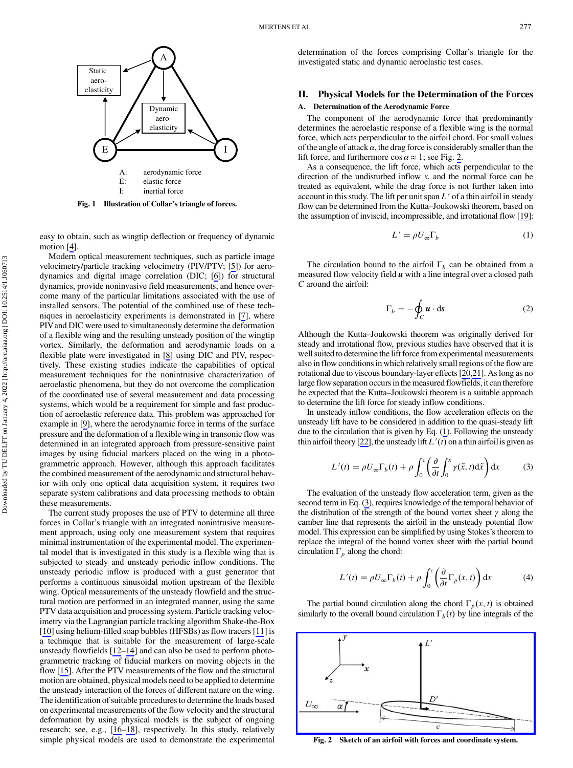A: aerodynamic force
E: elastic force
I: inertial force

**Fig. 1 Illustration of Collar's triangle of forces.**

easy to obtain, such as wingtip deflection or frequency of dynamic motion [4].

Modern optical measurement techniques, such as particle image velocimetry/particle tracking velocimetry (PIV/PTV; [5]) for aerodynamics and digital image correlation (DIC; [6]) for structural dynamics, provide noninvasive field measurements, and hence overcome many of the particular limitations associated with the use of installed sensors. The potential of the combined use of these techniques in aeroelasticity experiments is demonstrated in [7], where PIV and DIC were used to simultaneously determine the deformation of a flexible wing and the resulting unsteady position of the wingtip vortex. Similarly, the deformation and aerodynamic loads on a flexible plate were investigated in [8] using DIC and PIV, respectively. These existing studies indicate the capabilities of optical measurement techniques for the nonintrusive characterization of aeroelastic phenomena, but they do not overcome the complication of the coordinated use of several measurement and data processing systems, which would be a requirement for simple and fast production of aeroelastic reference data. This problem was approached for example in [9], where the aerodynamic force in terms of the surface pressure and the deformation of a flexible wing in transonic flow was determined in an integrated approach from pressure-sensitive paint images by using fiducial markers placed on the wing in a photogrammetric approach. However, although this approach facilitates the combined measurement of the aerodynamic and structural behavior with only one optical data acquisition system, it requires two separate system calibrations and data processing methods to obtain these measurements.

The current study proposes the use of PTV to determine all three forces in Collar's triangle with an integrated nonintrusive measurement approach, using only one measurement system that requires minimal instrumentation of the experimental model. The experimental model that is investigated in this study is a flexible wing that is subjected to steady and unsteady periodic inflow conditions. The unsteady periodic inflow is produced with a gust generator that performs a continuous sinusoidal motion upstream of the flexible wing. Optical measurements of the unsteady flowfield and the structural motion are performed in an integrated manner, using the same PTV data acquisition and processing system. Particle tracking velocimetry via the Lagrangian particle tracking algorithm Shake-the-Box [10] using helium-filled soap bubbles (HFSBs) as flow tracers [11] is a technique that is suitable for the measurement of large-scale unsteady flowfields [12–14] and can also be used to perform photogrammetric tracking of fiducial markers on moving objects in the flow [15]. After the PTV measurements of the flow and the structural motion are obtained, physical models need to be applied to determine the unsteady interaction of the forces of different nature on the wing. The identification of suitable procedures to determine the loads based on experimental measurements of the flow velocity and the structural deformation by using physical models is the subject of ongoing research; see, e.g., [16–18], respectively. In this study, relatively simple physical models are used to demonstrate the experimental determination of the forces comprising Collar's triangle for the investigated static and dynamic aeroelastic test cases.

## II. Physical Models for the Determination of the Forces

### A. Determination of the Aerodynamic Force

The component of the aerodynamic force that predominantly determines the aeroelastic response of a flexible wing is the normal force, which acts perpendicular to the airfoil chord. For small values of the angle of attack $\alpha$, the drag force is considerably smaller than the lift force, and furthermore $\cos\alpha \approx 1$; see Fig. 2.

As a consequence, the lift force, which acts perpendicular to the direction of the undisturbed inflow $x$, and the normal force can be treated as equivalent, while the drag force is not further taken into account in this study. The lift per unit span $L'$ of a thin airfoil in steady flow can be determined from the Kutta–Joukowski theorem, based on the assumption of inviscid, incompressible, and irrotational flow [19]:

$$L' = \rho U_\infty \Gamma_b \tag{1}$$

The circulation bound to the airfoil $\Gamma_b$ can be obtained from a measured flow velocity field $\boldsymbol{u}$ with a line integral over a closed path $C$ around the airfoil:

$$\Gamma_b = -\oint_C \boldsymbol{u} \cdot \mathrm{d}\boldsymbol{s} \tag{2}$$

Although the Kutta–Joukowski theorem was originally derived for steady and irrotational flow, previous studies have observed that it is well suited to determine the lift force from experimental measurements also in flow conditions in which relatively small regions of the flow are rotational due to viscous boundary-layer effects [20,21]. As long as no large flow separation occurs in the measured flowfields, it can therefore be expected that the Kutta–Joukowski theorem is a suitable approach to determine the lift force for steady inflow conditions.

In unsteady inflow conditions, the flow acceleration effects on the unsteady lift have to be considered in addition to the quasi-steady lift due to the circulation that is given by Eq. (1). Following the unsteady thin airfoil theory [22], the unsteady lift $L'(t)$ on a thin airfoil is given as

$$L'(t) = \rho U_\infty \Gamma_b(t) + \rho \int_0^c \left( \frac{\partial}{\partial t} \int_0^x \gamma(\tilde{x}, t)\,\mathrm{d}\tilde{x} \right) \mathrm{d}x \tag{3}$$

The evaluation of the unsteady flow acceleration term, given as the second term in Eq. (3), requires knowledge of the temporal behavior of the distribution of the strength of the bound vortex sheet $\gamma$ along the camber line that represents the airfoil in the unsteady potential flow model. This expression can be simplified by using Stokes's theorem to replace the integral of the bound vortex sheet with the partial bound circulation $\Gamma_p$ along the chord:

$$L'(t) = \rho U_\infty \Gamma_b(t) + \rho \int_0^c \left( \frac{\partial}{\partial t} \Gamma_p(x, t) \right) \mathrm{d}x \tag{4}$$

The partial bound circulation along the chord $\Gamma_p(x, t)$ is obtained similarly to the overall bound circulation $\Gamma_b(t)$ by line integrals of the

**Fig. 2 Sketch of an airfoil with forces and coordinate system.**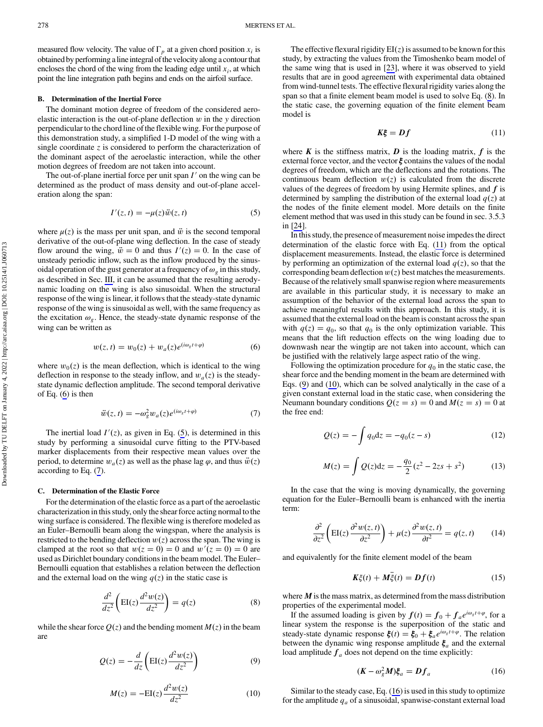measured flow velocity. The value of $\Gamma_p$ at a given chord position $x_i$ is obtained by performing a line integral of the velocity along a contour that encloses the chord of the wing from the leading edge until $x_i$, at which point the line integration path begins and ends on the airfoil surface.

### B. Determination of the Inertial Force

The dominant motion degree of freedom of the considered aeroelastic interaction is the out-of-plane deflection $w$ in the $y$ direction perpendicular to the chord line of the flexible wing. For the purpose of this demonstration study, a simplified 1-D model of the wing with a single coordinate $z$ is considered to perform the characterization of the dominant aspect of the aeroelastic interaction, while the other motion degrees of freedom are not taken into account.

The out-of-plane inertial force per unit span $I'$ on the wing can be determined as the product of mass density and out-of-plane acceleration along the span:

$$I'(z,t) = -\mu(z)\ddot{w}(z,t) \tag{5}$$

where $\mu(z)$ is the mass per unit span, and $\ddot{w}$ is the second temporal derivative of the out-of-plane wing deflection. In the case of steady flow around the wing, $\ddot{w} = 0$ and thus $I'(z) = 0$. In the case of unsteady periodic inflow, such as the inflow produced by the sinusoidal operation of the gust generator at a frequency of $\omega_g$ in this study, as described in Sec. III, it can be assumed that the resulting aerodynamic loading on the wing is also sinusoidal. When the structural response of the wing is linear, it follows that the steady-state dynamic response of the wing is sinusoidal as well, with the same frequency as the excitation $\omega_g$. Hence, the steady-state dynamic response of the wing can be written as

$$w(z,t) = w_0(z) + w_a(z)e^{(i\omega_g t + \varphi)} \tag{6}$$

where $w_0(z)$ is the mean deflection, which is identical to the wing deflection in response to the steady inflow, and $w_a(z)$ is the steady-state dynamic deflection amplitude. The second temporal derivative of Eq. (6) is then

$$\ddot{w}(z,t) = -\omega_g^2 w_a(z)e^{(i\omega_g t + \varphi)} \tag{7}$$

The inertial load $I'(z)$, as given in Eq. (5), is determined in this study by performing a sinusoidal curve fitting to the PTV-based marker displacements from their respective mean values over the period, to determine $w_a(z)$ as well as the phase lag $\varphi$, and thus $\ddot{w}(z)$ according to Eq. (7).

### C. Determination of the Elastic Force

For the determination of the elastic force as a part of the aeroelastic characterization in this study, only the shear force acting normal to the wing surface is considered. The flexible wing is therefore modeled as an Euler–Bernoulli beam along the wingspan, where the analysis is restricted to the bending deflection $w(z)$ across the span. The wing is clamped at the root so that $w(z=0) = 0$ and $w'(z=0) = 0$ are used as Dirichlet boundary conditions in the beam model. The Euler–Bernoulli equation that establishes a relation between the deflection and the external load on the wing $q(z)$ in the static case is

$$\frac{d^2}{dz^2}\left(\mathrm{EI}(z)\frac{d^2 w(z)}{dz^2}\right) = q(z) \tag{8}$$

while the shear force $Q(z)$ and the bending moment $M(z)$ in the beam are

$$Q(z) = -\frac{d}{dz}\left(\mathrm{EI}(z)\frac{d^2 w(z)}{dz^2}\right) \tag{9}$$

$$M(z) = -\mathrm{EI}(z)\frac{d^2 w(z)}{dz^2} \tag{10}$$

The effective flexural rigidity $\mathrm{EI}(z)$ is assumed to be known for this study, by extracting the values from the Timoshenko beam model of the same wing that is used in [23], where it was observed to yield results that are in good agreement with experimental data obtained from wind-tunnel tests. The effective flexural rigidity varies along the span so that a finite element beam model is used to solve Eq. (8). In the static case, the governing equation of the finite element beam model is

$$\boldsymbol{K\xi} = \boldsymbol{Df} \tag{11}$$

where $\boldsymbol{K}$ is the stiffness matrix, $\boldsymbol{D}$ is the loading matrix, $\boldsymbol{f}$ is the external force vector, and the vector $\boldsymbol{\xi}$ contains the values of the nodal degrees of freedom, which are the deflections and the rotations. The continuous beam deflection $w(z)$ is calculated from the discrete values of the degrees of freedom by using Hermite splines, and $\boldsymbol{f}$ is determined by sampling the distribution of the external load $q(z)$ at the nodes of the finite element model. More details on the finite element method that was used in this study can be found in sec. 3.5.3 in [24].

In this study, the presence of measurement noise impedes the direct determination of the elastic force with Eq. (11) from the optical displacement measurements. Instead, the elastic force is determined by performing an optimization of the external load $q(z)$, so that the corresponding beam deflection $w(z)$ best matches the measurements. Because of the relatively small spanwise region where measurements are available in this particular study, it is necessary to make an assumption of the behavior of the external load across the span to achieve meaningful results with this approach. In this study, it is assumed that the external load on the beam is constant across the span with $q(z) = q_0$, so that $q_0$ is the only optimization variable. This means that the lift reduction effects on the wing loading due to downwash near the wingtip are not taken into account, which can be justified with the relatively large aspect ratio of the wing.

Following the optimization procedure for $q_0$ in the static case, the shear force and the bending moment in the beam are determined with Eqs. (9) and (10), which can be solved analytically in the case of a given constant external load in the static case, when considering the Neumann boundary conditions $Q(z=s) = 0$ and $M(z=s) = 0$ at the free end:

$$Q(z) = -\int q_0 \mathrm{d}z = -q_0(z-s) \tag{12}$$

$$M(z) = \int Q(z)\mathrm{d}z = -\frac{q_0}{2}(z^2 - 2zs + s^2) \tag{13}$$

In the case that the wing is moving dynamically, the governing equation for the Euler–Bernoulli beam is enhanced with the inertia term:

$$\frac{\partial^2}{\partial z^2}\left(\mathrm{EI}(z)\frac{\partial^2 w(z,t)}{\partial z^2}\right) + \mu(z)\frac{\partial^2 w(z,t)}{\partial t^2} = q(z,t) \tag{14}$$

and equivalently for the finite element model of the beam

$$\boldsymbol{K}\xi(t) + \boldsymbol{M}\ddot{\xi}(t) = \boldsymbol{Df}(t) \tag{15}$$

where $\boldsymbol{M}$ is the mass matrix, as determined from the mass distribution properties of the experimental model.

If the assumed loading is given by $\boldsymbol{f}(t) = \boldsymbol{f}_0 + \boldsymbol{f}_a e^{i\omega_g t + \varphi}$, for a linear system the response is the superposition of the static and steady-state dynamic response $\boldsymbol{\xi}(t) = \boldsymbol{\xi}_0 + \boldsymbol{\xi}_a e^{i\omega_g t + \varphi}$. The relation between the dynamic wing response amplitude $\boldsymbol{\xi}_a$ and the external load amplitude $\boldsymbol{f}_a$ does not depend on the time explicitly:

$$(\boldsymbol{K} - \omega_g^2\boldsymbol{M})\boldsymbol{\xi}_a = \boldsymbol{Df}_a \tag{16}$$

Similar to the steady case, Eq. (16) is used in this study to optimize for the amplitude $q_a$ of a sinusoidal, spanwise-constant external load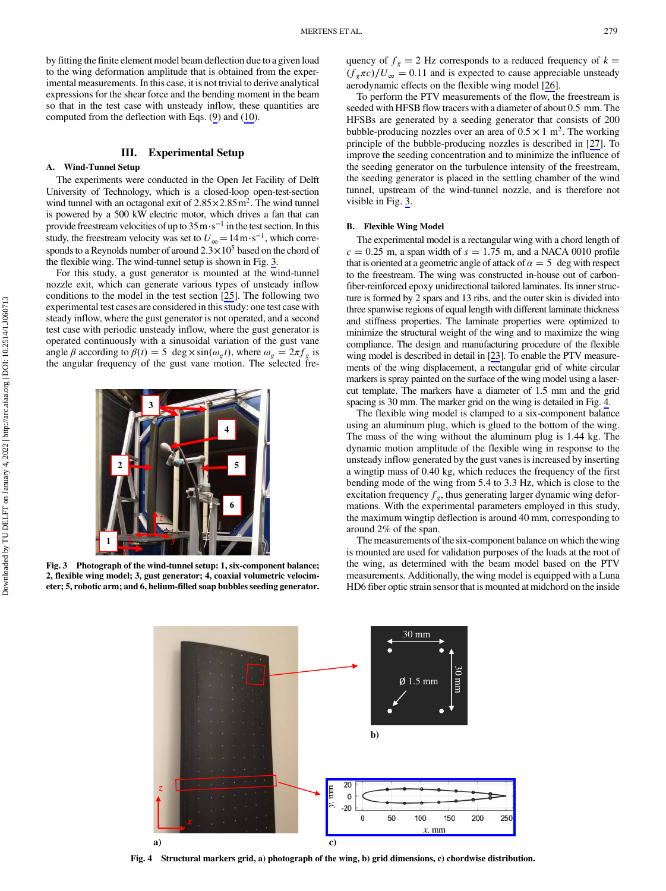by fitting the finite element model beam deflection due to a given load to the wing deformation amplitude that is obtained from the experimental measurements. In this case, it is not trivial to derive analytical expressions for the shear force and the bending moment in the beam so that in the test case with unsteady inflow, these quantities are computed from the deflection with Eqs. (9) and (10).

## III. Experimental Setup

### A. Wind-Tunnel Setup

The experiments were conducted in the Open Jet Facility of Delft University of Technology, which is a closed-loop open-test-section wind tunnel with an octagonal exit of $2.85 \times 2.85\,\mathrm{m}^2$. The wind tunnel is powered by a 500 kW electric motor, which drives a fan that can provide freestream velocities of up to $35\,\mathrm{m \cdot s^{-1}}$ in the test section. In this study, the freestream velocity was set to $U_\infty = 14\,\mathrm{m \cdot s^{-1}}$, which corresponds to a Reynolds number of around $2.3 \times 10^5$ based on the chord of the flexible wing. The wind-tunnel setup is shown in Fig. 3.

For this study, a gust generator is mounted at the wind-tunnel nozzle exit, which can generate various types of unsteady inflow conditions to the model in the test section [25]. The following two experimental test cases are considered in this study: one test case with steady inflow, where the gust generator is not operated, and a second test case with periodic unsteady inflow, where the gust generator is operated continuously with a sinusoidal variation of the gust vane angle $\beta$ according to $\beta(t) = 5\,\deg \times \sin(\omega_g t)$, where $\omega_g = 2\pi f_g$ is the angular frequency of the gust vane motion. The selected frequency of $f_g = 2$ Hz corresponds to a reduced frequency of $k = (f_g \pi c)/U_\infty = 0.11$ and is expected to cause appreciable unsteady aerodynamic effects on the flexible wing model [26].

Fig. 3 Photograph of the wind-tunnel setup: 1, six-component balance; 2, flexible wing model; 3, gust generator; 4, coaxial volumetric velocimeter; 5, robotic arm; and 6, helium-filled soap bubbles seeding generator.

To perform the PTV measurements of the flow, the freestream is seeded with HFSB flow tracers with a diameter of about 0.5 mm. The HFSBs are generated by a seeding generator that consists of 200 bubble-producing nozzles over an area of $0.5 \times 1\,\mathrm{m}^2$. The working principle of the bubble-producing nozzles is described in [27]. To improve the seeding concentration and to minimize the influence of the seeding generator on the turbulence intensity of the freestream, the seeding generator is placed in the settling chamber of the wind tunnel, upstream of the wind-tunnel nozzle, and is therefore not visible in Fig. 3.

### B. Flexible Wing Model

The experimental model is a rectangular wing with a chord length of $c = 0.25$ m, a span width of $s = 1.75$ m, and a NACA 0010 profile that is oriented at a geometric angle of attack of $\alpha = 5\,\deg$ with respect to the freestream. The wing was constructed in-house out of carbon-fiber-reinforced epoxy unidirectional tailored laminates. Its inner structure is formed by 2 spars and 13 ribs, and the outer skin is divided into three spanwise regions of equal length with different laminate thickness and stiffness properties. The laminate properties were optimized to minimize the structural weight of the wing and to maximize the wing compliance. The design and manufacturing procedure of the flexible wing model is described in detail in [23]. To enable the PTV measurements of the wing displacement, a rectangular grid of white circular markers is spray painted on the surface of the wing model using a laser-cut template. The markers have a diameter of 1.5 mm and the grid spacing is 30 mm. The marker grid on the wing is detailed in Fig. 4.

The flexible wing model is clamped to a six-component balance using an aluminum plug, which is glued to the bottom of the wing. The mass of the wing without the aluminum plug is 1.44 kg. The dynamic motion amplitude of the flexible wing in response to the unsteady inflow generated by the gust vanes is increased by inserting a wingtip mass of 0.40 kg, which reduces the frequency of the first bending mode of the wing from 5.4 to 3.3 Hz, which is close to the excitation frequency $f_g$, thus generating larger dynamic wing deformations. With the experimental parameters employed in this study, the maximum wingtip deflection is around 40 mm, corresponding to around 2% of the span.

The measurements of the six-component balance on which the wing is mounted are used for validation purposes of the loads at the root of the wing, as determined with the beam model based on the PTV measurements. Additionally, the wing model is equipped with a Luna HD6 fiber optic strain sensor that is mounted at midchord on the inside

Fig. 4 Structural markers grid, a) photograph of the wing, b) grid dimensions, c) chordwise distribution.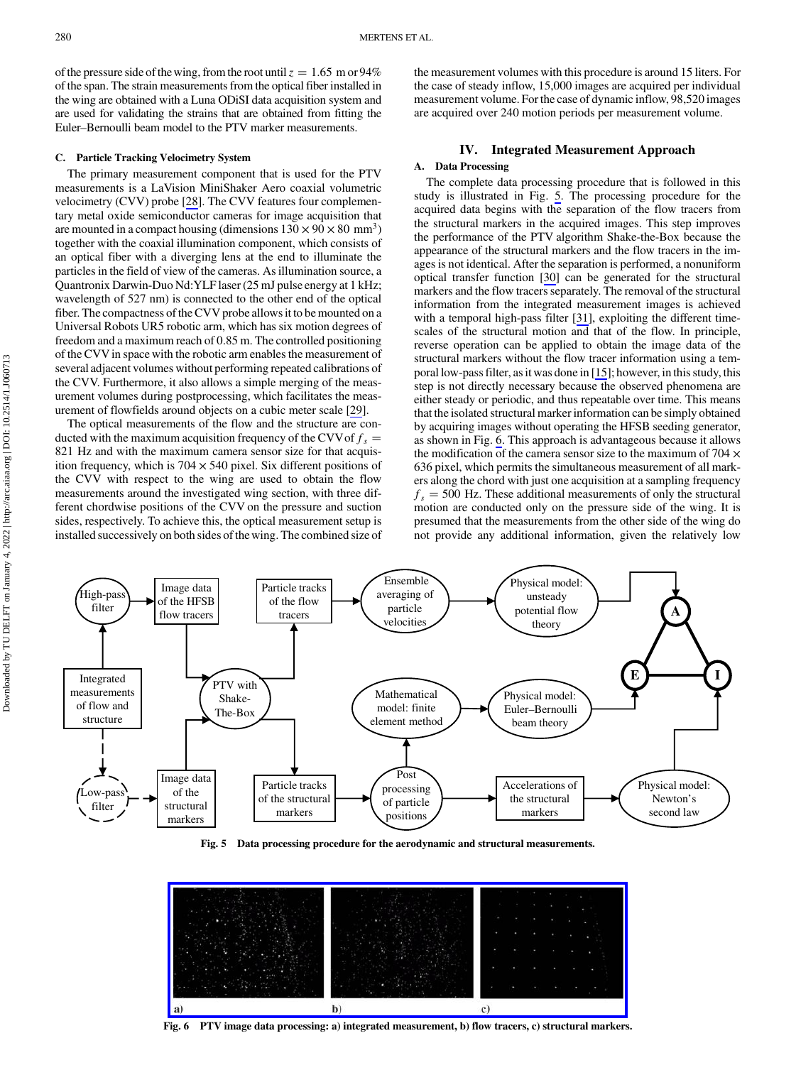of the pressure side of the wing, from the root until $z = 1.65$ m or 94% of the span. The strain measurements from the optical fiber installed in the wing are obtained with a Luna ODiSI data acquisition system and are used for validating the strains that are obtained from fitting the Euler–Bernoulli beam model to the PTV marker measurements.

### C. Particle Tracking Velocimetry System

The primary measurement component that is used for the PTV measurements is a LaVision MiniShaker Aero coaxial volumetric velocimetry (CVV) probe [28]. The CVV features four complementary metal oxide semiconductor cameras for image acquisition that are mounted in a compact housing (dimensions $130 \times 90 \times 80$ mm$^3$) together with the coaxial illumination component, which consists of an optical fiber with a diverging lens at the end to illuminate the particles in the field of view of the cameras. As illumination source, a Quantronix Darwin-Duo Nd:YLF laser (25 mJ pulse energy at 1 kHz; wavelength of 527 nm) is connected to the other end of the optical fiber. The compactness of the CVV probe allows it to be mounted on a Universal Robots UR5 robotic arm, which has six motion degrees of freedom and a maximum reach of 0.85 m. The controlled positioning of the CVV in space with the robotic arm enables the measurement of several adjacent volumes without performing repeated calibrations of the CVV. Furthermore, it also allows a simple merging of the measurement volumes during postprocessing, which facilitates the measurement of flowfields around objects on a cubic meter scale [29].

The optical measurements of the flow and the structure are conducted with the maximum acquisition frequency of the CVV of $f_s = 821$ Hz and with the maximum camera sensor size for that acquisition frequency, which is $704 \times 540$ pixel. Six different positions of the CVV with respect to the wing are used to obtain the flow measurements around the investigated wing section, with three different chordwise positions of the CVV on the pressure and suction sides, respectively. To achieve this, the optical measurement setup is installed successively on both sides of the wing. The combined size of the measurement volumes with this procedure is around 15 liters. For the case of steady inflow, 15,000 images are acquired per individual measurement volume. For the case of dynamic inflow, 98,520 images are acquired over 240 motion periods per measurement volume.

## IV. Integrated Measurement Approach

### A. Data Processing

The complete data processing procedure that is followed in this study is illustrated in Fig. 5. The processing procedure for the acquired data begins with the separation of the flow tracers from the structural markers in the acquired images. This step improves the performance of the PTV algorithm Shake-the-Box because the appearance of the structural markers and the flow tracers in the images is not identical. After the separation is performed, a nonuniform optical transfer function [30] can be generated for the structural markers and the flow tracers separately. The removal of the structural information from the integrated measurement images is achieved with a temporal high-pass filter [31], exploiting the different timescales of the structural motion and that of the flow. In principle, reverse operation can be applied to obtain the image data of the structural markers without the flow tracer information using a temporal low-pass filter, as it was done in [15]; however, in this study, this step is not directly necessary because the observed phenomena are either steady or periodic, and thus repeatable over time. This means that the isolated structural marker information can be simply obtained by acquiring images without operating the HFSB seeding generator, as shown in Fig. 6. This approach is advantageous because it allows the modification of the camera sensor size to the maximum of $704 \times 636$ pixel, which permits the simultaneous measurement of all markers along the chord with just one acquisition at a sampling frequency $f_s = 500$ Hz. These additional measurements of only the structural motion are conducted only on the pressure side of the wing. It is presumed that the measurements from the other side of the wing do not provide any additional information, given the relatively low

Fig. 5 Data processing procedure for the aerodynamic and structural measurements.

Fig. 6 PTV image data processing: a) integrated measurement, b) flow tracers, c) structural markers.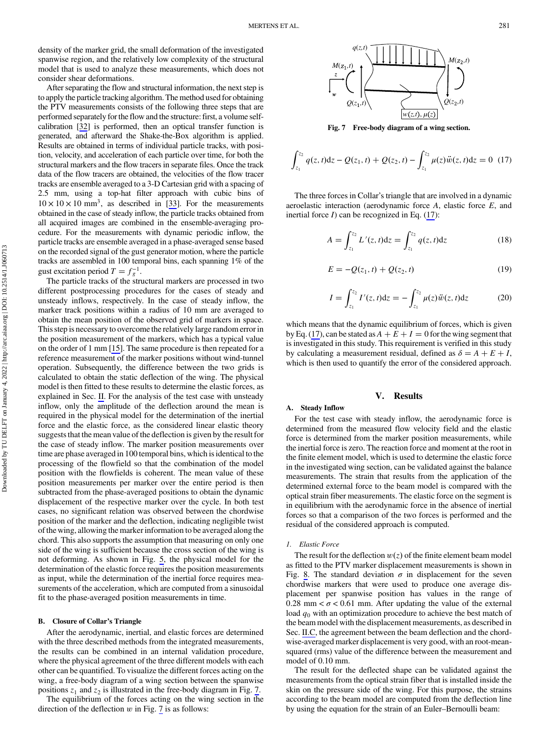density of the marker grid, the small deformation of the investigated spanwise region, and the relatively low complexity of the structural model that is used to analyze these measurements, which does not consider shear deformations.

After separating the flow and structural information, the next step is to apply the particle tracking algorithm. The method used for obtaining the PTV measurements consists of the following three steps that are performed separately for the flow and the structure: first, a volume self-calibration [32] is performed, then an optical transfer function is generated, and afterward the Shake-the-Box algorithm is applied. Results are obtained in terms of individual particle tracks, with position, velocity, and acceleration of each particle over time, for both the structural markers and the flow tracers in separate files. Once the track data of the flow tracers are obtained, the velocities of the flow tracer tracks are ensemble averaged to a 3-D Cartesian grid with a spacing of 2.5 mm, using a top-hat filter approach with cubic bins of $10 \times 10 \times 10$ mm$^3$, as described in [33]. For the measurements obtained in the case of steady inflow, the particle tracks obtained from all acquired images are combined in the ensemble-averaging procedure. For the measurements with dynamic periodic inflow, the particle tracks are ensemble averaged in a phase-averaged sense based on the recorded signal of the gust generator motion, where the particle tracks are assembled in 100 temporal bins, each spanning 1% of the gust excitation period $T = f_g^{-1}$.

The particle tracks of the structural markers are processed in two different postprocessing procedures for the cases of steady and unsteady inflows, respectively. In the case of steady inflow, the marker track positions within a radius of 10 mm are averaged to obtain the mean position of the observed grid of markers in space. This step is necessary to overcome the relatively large random error in the position measurement of the markers, which has a typical value on the order of 1 mm [15]. The same procedure is then repeated for a reference measurement of the marker positions without wind-tunnel operation. Subsequently, the difference between the two grids is calculated to obtain the static deflection of the wing. The physical model is then fitted to these results to determine the elastic forces, as explained in Sec. II. For the analysis of the test case with unsteady inflow, only the amplitude of the deflection around the mean is required in the physical model for the determination of the inertial force and the elastic force, as the considered linear elastic theory suggests that the mean value of the deflection is given by the result for the case of steady inflow. The marker position measurements over time are phase averaged in 100 temporal bins, which is identical to the processing of the flowfield so that the combination of the model position with the flowfields is coherent. The mean value of these position measurements per marker over the entire period is then subtracted from the phase-averaged positions to obtain the dynamic displacement of the respective marker over the cycle. In both test cases, no significant relation was observed between the chordwise position of the marker and the deflection, indicating negligible twist of the wing, allowing the marker information to be averaged along the chord. This also supports the assumption that measuring on only one side of the wing is sufficient because the cross section of the wing is not deforming. As shown in Fig. 5, the physical model for the determination of the elastic force requires the position measurements as input, while the determination of the inertial force requires measurements of the acceleration, which are computed from a sinusoidal fit to the phase-averaged position measurements in time.

### B. Closure of Collar's Triangle

After the aerodynamic, inertial, and elastic forces are determined with the three described methods from the integrated measurements, the results can be combined in an internal validation procedure, where the physical agreement of the three different models with each other can be quantified. To visualize the different forces acting on the wing, a free-body diagram of a wing section between the spanwise positions $z_1$ and $z_2$ is illustrated in the free-body diagram in Fig. 7.

The equilibrium of the forces acting on the wing section in the direction of the deflection $w$ in Fig. 7 is as follows:

Fig. 7 Free-body diagram of a wing section.

$$\int_{z_1}^{z_2} q(z,t)\mathrm{d}z - Q(z_1,t) + Q(z_2,t) - \int_{z_1}^{z_2} \mu(z)\ddot{w}(z,t)\mathrm{d}z = 0 \quad (17)$$

The three forces in Collar's triangle that are involved in a dynamic aeroelastic interaction (aerodynamic force $A$, elastic force $E$, and inertial force $I$) can be recognized in Eq. (17):

$$A = \int_{z_1}^{z_2} L'(z,t)\mathrm{d}z = \int_{z_1}^{z_2} q(z,t)\mathrm{d}z \quad (18)$$

$$E = -Q(z_1,t) + Q(z_2,t) \quad (19)$$

$$I = \int_{z_1}^{z_2} I'(z,t)\mathrm{d}z = -\int_{z_1}^{z_2} \mu(z)\ddot{w}(z,t)\mathrm{d}z \quad (20)$$

which means that the dynamic equilibrium of forces, which is given by Eq. (17), can be stated as $A + E + I = 0$ for the wing segment that is investigated in this study. This requirement is verified in this study by calculating a measurement residual, defined as $\delta = A + E + I$, which is then used to quantify the error of the considered approach.

## V. Results

### A. Steady Inflow

For the test case with steady inflow, the aerodynamic force is determined from the measured flow velocity field and the elastic force is determined from the marker position measurements, while the inertial force is zero. The reaction force and moment at the root in the finite element model, which is used to determine the elastic force in the investigated wing section, can be validated against the balance measurements. The strain that results from the application of the determined external force to the beam model is compared with the optical strain fiber measurements. The elastic force on the segment is in equilibrium with the aerodynamic force in the absence of inertial forces so that a comparison of the two forces is performed and the residual of the considered approach is computed.

#### 1. Elastic Force

The result for the deflection $w(z)$ of the finite element beam model as fitted to the PTV marker displacement measurements is shown in Fig. 8. The standard deviation $\sigma$ in displacement for the seven chordwise markers that were used to produce one average displacement per spanwise position has values in the range of $0.28 \text{ mm} < \sigma < 0.61$ mm. After updating the value of the external load $q_0$ with an optimization procedure to achieve the best match of the beam model with the displacement measurements, as described in Sec. II.C, the agreement between the beam deflection and the chordwise-averaged marker displacement is very good, with an root-mean-squared (rms) value of the difference between the measurement and model of 0.10 mm.

The result for the deflected shape can be validated against the measurements from the optical strain fiber that is installed inside the skin on the pressure side of the wing. For this purpose, the strains according to the beam model are computed from the deflection line by using the equation for the strain of an Euler–Bernoulli beam: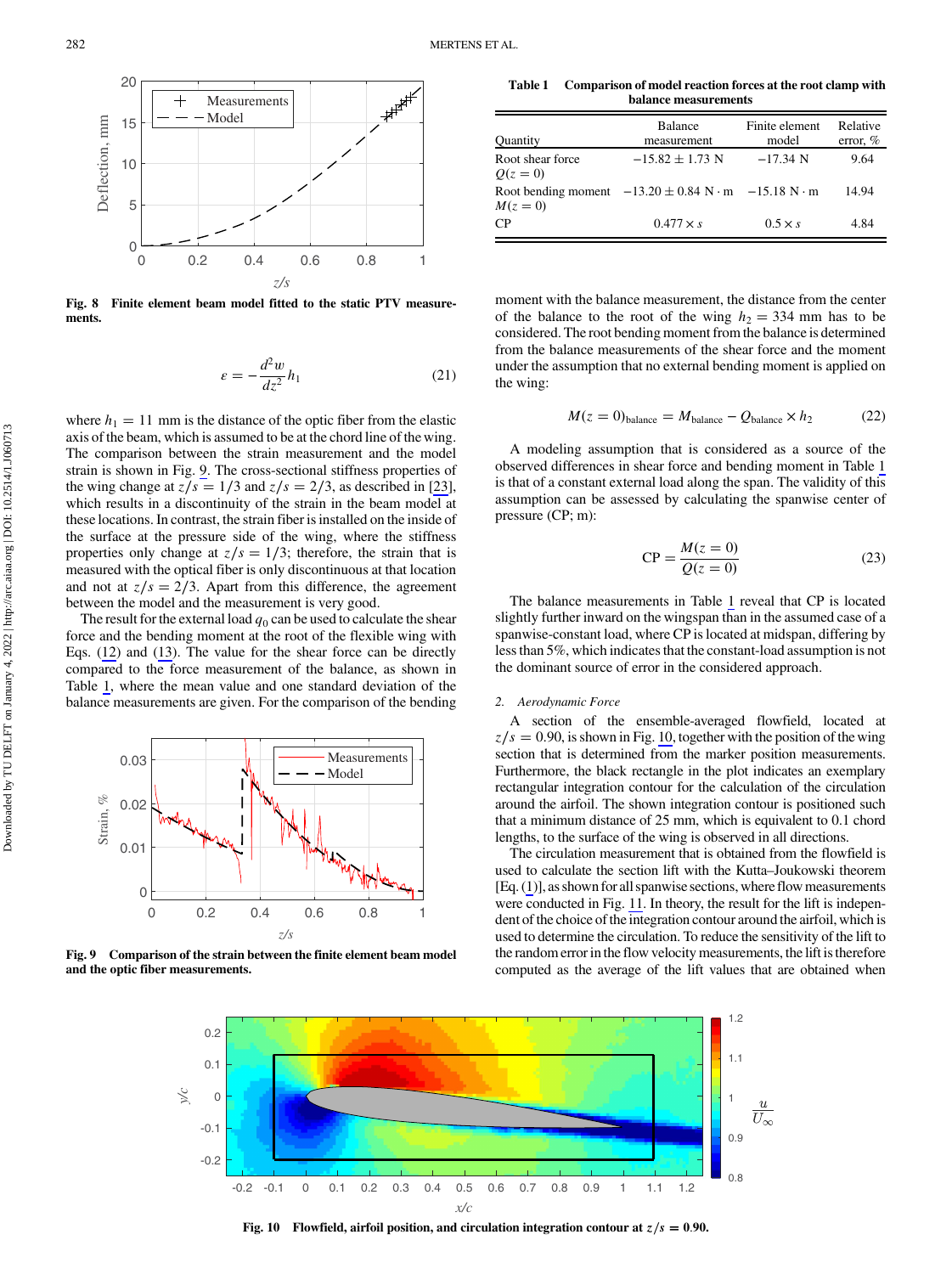Fig. 8 Finite element beam model fitted to the static PTV measurements.

$$\varepsilon = -\frac{d^2 w}{dz^2} h_1 \tag{21}$$

where $h_1 = 11$ mm is the distance of the optic fiber from the elastic axis of the beam, which is assumed to be at the chord line of the wing. The comparison between the strain measurement and the model strain is shown in Fig. 9. The cross-sectional stiffness properties of the wing change at $z/s = 1/3$ and $z/s = 2/3$, as described in [23], which results in a discontinuity of the strain in the beam model at these locations. In contrast, the strain fiber is installed on the inside of the surface at the pressure side of the wing, where the stiffness properties only change at $z/s = 1/3$; therefore, the strain that is measured with the optical fiber is only discontinuous at that location and not at $z/s = 2/3$. Apart from this difference, the agreement between the model and the measurement is very good.

The result for the external load $q_0$ can be used to calculate the shear force and the bending moment at the root of the flexible wing with Eqs. (12) and (13). The value for the shear force can be directly compared to the force measurement of the balance, as shown in Table 1, where the mean value and one standard deviation of the balance measurements are given. For the comparison of the bending moment with the balance measurement, the distance from the center of the balance to the root of the wing $h_2 = 334$ mm has to be considered. The root bending moment from the balance is determined from the balance measurements of the shear force and the moment under the assumption that no external bending moment is applied on the wing:

$$M(z = 0)_{\text{balance}} = M_{\text{balance}} - Q_{\text{balance}} \times h_2 \tag{22}$$

Fig. 9 Comparison of the strain between the finite element beam model and the optic fiber measurements.

Table 1 Comparison of model reaction forces at the root clamp with balance measurements

| Quantity | Balance measurement | Finite element model | Relative error, % |
|---|---|---|---|
| Root shear force $Q(z = 0)$ | $-15.82 \pm 1.73$ N | $-17.34$ N | 9.64 |
| Root bending moment $M(z = 0)$ | $-13.20 \pm 0.84$ N · m | $-15.18$ N · m | 14.94 |
| CP | $0.477 \times s$ | $0.5 \times s$ | 4.84 |

A modeling assumption that is considered as a source of the observed differences in shear force and bending moment in Table 1 is that of a constant external load along the span. The validity of this assumption can be assessed by calculating the spanwise center of pressure (CP; m):

$$\text{CP} = \frac{M(z = 0)}{Q(z = 0)} \tag{23}$$

The balance measurements in Table 1 reveal that CP is located slightly further inward on the wingspan than in the assumed case of a spanwise-constant load, where CP is located at midspan, differing by less than 5%, which indicates that the constant-load assumption is not the dominant source of error in the considered approach.

### 2. *Aerodynamic Force*

A section of the ensemble-averaged flowfield, located at $z/s = 0.90$, is shown in Fig. 10, together with the position of the wing section that is determined from the marker position measurements. Furthermore, the black rectangle in the plot indicates an exemplary rectangular integration contour for the calculation of the circulation around the airfoil. The shown integration contour is positioned such that a minimum distance of 25 mm, which is equivalent to 0.1 chord lengths, to the surface of the wing is observed in all directions.

The circulation measurement that is obtained from the flowfield is used to calculate the section lift with the Kutta–Joukowski theorem [Eq. (1)], as shown for all spanwise sections, where flow measurements were conducted in Fig. 11. In theory, the result for the lift is independent of the choice of the integration contour around the airfoil, which is used to determine the circulation. To reduce the sensitivity of the lift to the random error in the flow velocity measurements, the lift is therefore computed as the average of the lift values that are obtained when

Fig. 10 Flowfield, airfoil position, and circulation integration contour at $z/s = 0.90$.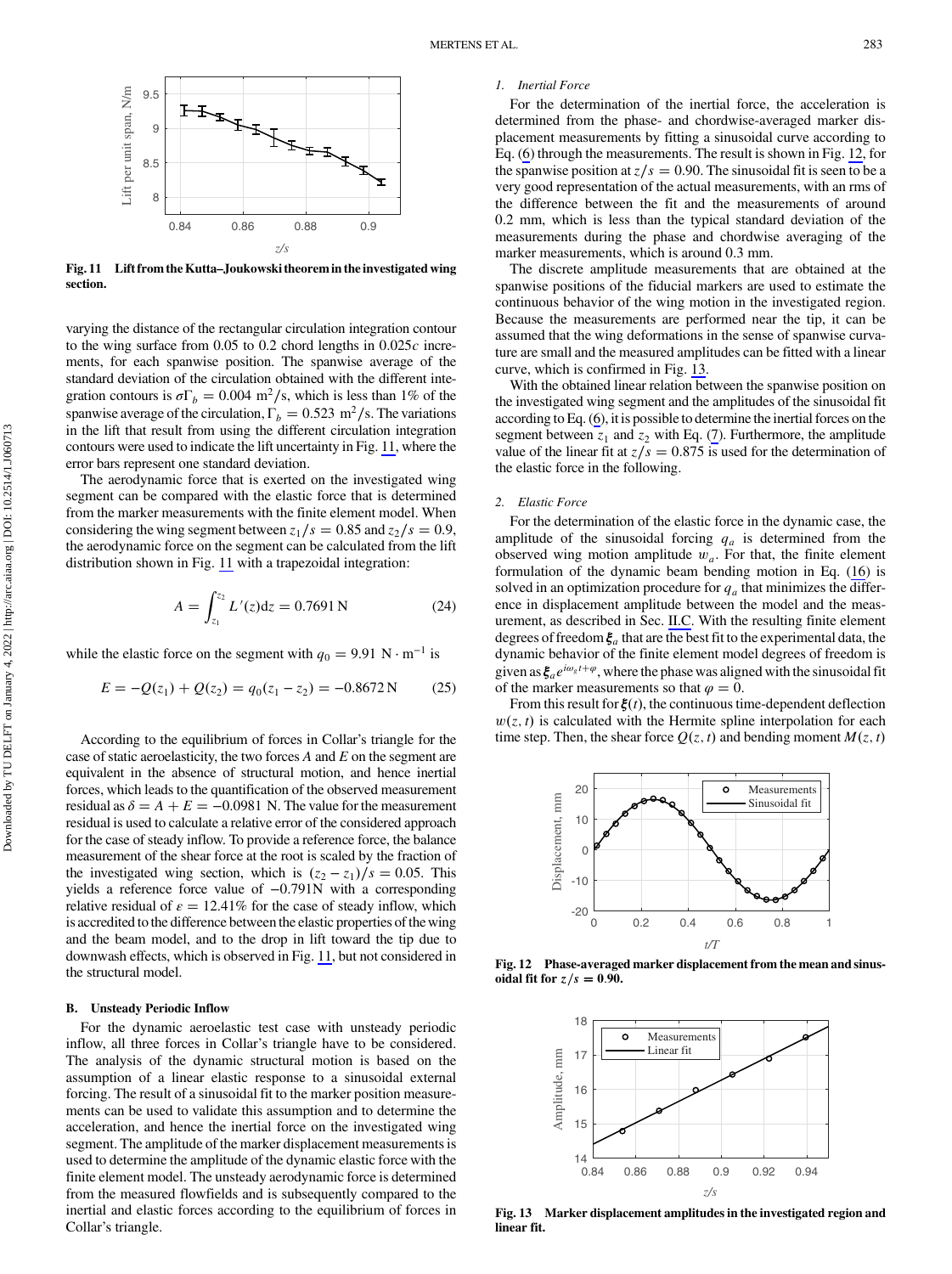Fig. 11 Lift from the Kutta–Joukowski theorem in the investigated wing section.

varying the distance of the rectangular circulation integration contour to the wing surface from 0.05 to 0.2 chord lengths in $0.025c$ increments, for each spanwise position. The spanwise average of the standard deviation of the circulation obtained with the different integration contours is $\sigma\Gamma_b = 0.004\ \mathrm{m^2/s}$, which is less than 1% of the spanwise average of the circulation, $\Gamma_b = 0.523\ \mathrm{m^2/s}$. The variations in the lift that result from using the different circulation integration contours were used to indicate the lift uncertainty in Fig. 11, where the error bars represent one standard deviation.

The aerodynamic force that is exerted on the investigated wing segment can be compared with the elastic force that is determined from the marker measurements with the finite element model. When considering the wing segment between $z_1/s = 0.85$ and $z_2/s = 0.9$, the aerodynamic force on the segment can be calculated from the lift distribution shown in Fig. 11 with a trapezoidal integration:

$$A = \int_{z_1}^{z_2} L'(z)\mathrm{d}z = 0.7691\ \mathrm{N} \tag{24}$$

while the elastic force on the segment with $q_0 = 9.91\ \mathrm{N \cdot m^{-1}}$ is

$$E = -Q(z_1) + Q(z_2) = q_0(z_1 - z_2) = -0.8672\ \mathrm{N} \tag{25}$$

According to the equilibrium of forces in Collar's triangle for the case of static aeroelasticity, the two forces $A$ and $E$ on the segment are equivalent in the absence of structural motion, and hence inertial forces, which leads to the quantification of the observed measurement residual as $\delta = A + E = -0.0981$ N. The value for the measurement residual is used to calculate a relative error of the considered approach for the case of steady inflow. To provide a reference force, the balance measurement of the shear force at the root is scaled by the fraction of the investigated wing section, which is $(z_2 - z_1)/s = 0.05$. This yields a reference force value of $-0.791$N with a corresponding relative residual of $\varepsilon = 12.41\%$ for the case of steady inflow, which is accredited to the difference between the elastic properties of the wing and the beam model, and to the drop in lift toward the tip due to downwash effects, which is observed in Fig. 11, but not considered in the structural model.

## B. Unsteady Periodic Inflow

For the dynamic aeroelastic test case with unsteady periodic inflow, all three forces in Collar's triangle have to be considered. The analysis of the dynamic structural motion is based on the assumption of a linear elastic response to a sinusoidal external forcing. The result of a sinusoidal fit to the marker position measurements can be used to validate this assumption and to determine the acceleration, and hence the inertial force on the investigated wing segment. The amplitude of the marker displacement measurements is used to determine the amplitude of the dynamic elastic force with the finite element model. The unsteady aerodynamic force is determined from the measured flowfields and is subsequently compared to the inertial and elastic forces according to the equilibrium of forces in Collar's triangle.

### 1. Inertial Force

For the determination of the inertial force, the acceleration is determined from the phase- and chordwise-averaged marker displacement measurements by fitting a sinusoidal curve according to Eq. (6) through the measurements. The result is shown in Fig. 12, for the spanwise position at $z/s = 0.90$. The sinusoidal fit is seen to be a very good representation of the actual measurements, with an rms of the difference between the fit and the measurements of around 0.2 mm, which is less than the typical standard deviation of the measurements during the phase and chordwise averaging of the marker measurements, which is around 0.3 mm.

The discrete amplitude measurements that are obtained at the spanwise positions of the fiducial markers are used to estimate the continuous behavior of the wing motion in the investigated region. Because the measurements are performed near the tip, it can be assumed that the wing deformations in the sense of spanwise curvature are small and the measured amplitudes can be fitted with a linear curve, which is confirmed in Fig. 13.

With the obtained linear relation between the spanwise position on the investigated wing segment and the amplitudes of the sinusoidal fit according to Eq. (6), it is possible to determine the inertial forces on the segment between $z_1$ and $z_2$ with Eq. (7). Furthermore, the amplitude value of the linear fit at $z/s = 0.875$ is used for the determination of the elastic force in the following.

### 2. Elastic Force

For the determination of the elastic force in the dynamic case, the amplitude of the sinusoidal forcing $q_a$ is determined from the observed wing motion amplitude $w_a$. For that, the finite element formulation of the dynamic beam bending motion in Eq. (16) is solved in an optimization procedure for $q_a$ that minimizes the difference in displacement amplitude between the model and the measurement, as described in Sec. II.C. With the resulting finite element degrees of freedom $\boldsymbol{\xi}_a$ that are the best fit to the experimental data, the dynamic behavior of the finite element model degrees of freedom is given as $\boldsymbol{\xi}_a e^{i\omega_g t + \varphi}$, where the phase was aligned with the sinusoidal fit of the marker measurements so that $\varphi = 0$.

From this result for $\boldsymbol{\xi}(t)$, the continuous time-dependent deflection $w(z,t)$ is calculated with the Hermite spline interpolation for each time step. Then, the shear force $Q(z,t)$ and bending moment $M(z,t)$

Fig. 12 Phase-averaged marker displacement from the mean and sinusoidal fit for $z/s = 0.90$.

Fig. 13 Marker displacement amplitudes in the investigated region and linear fit.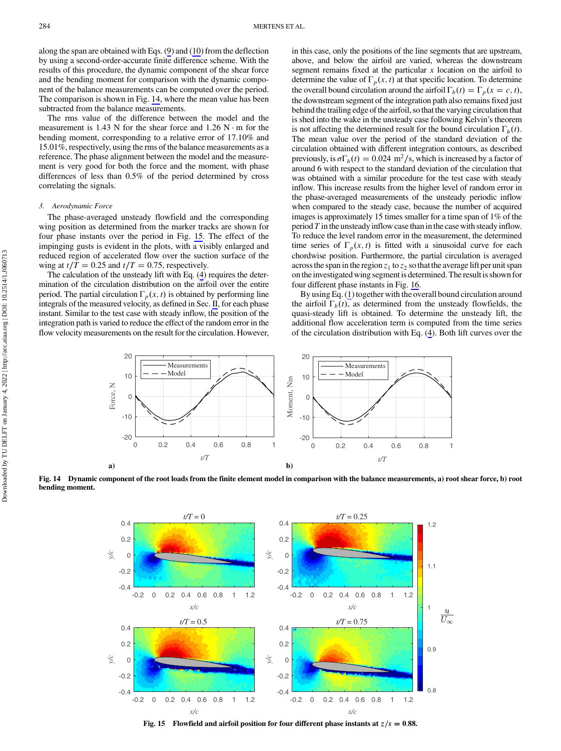along the span are obtained with Eqs. (9) and (10) from the deflection by using a second-order-accurate finite difference scheme. With the results of this procedure, the dynamic component of the shear force and the bending moment for comparison with the dynamic component of the balance measurements can be computed over the period. The comparison is shown in Fig. 14, where the mean value has been subtracted from the balance measurements.

The rms value of the difference between the model and the measurement is 1.43 N for the shear force and 1.26 N · m for the bending moment, corresponding to a relative error of 17.10% and 15.01%, respectively, using the rms of the balance measurements as a reference. The phase alignment between the model and the measurement is very good for both the force and the moment, with phase differences of less than 0.5% of the period determined by cross correlating the signals.

### 3. Aerodynamic Force

The phase-averaged unsteady flowfield and the corresponding wing position as determined from the marker tracks are shown for four phase instants over the period in Fig. 15. The effect of the impinging gusts is evident in the plots, with a visibly enlarged and reduced region of accelerated flow over the suction surface of the wing at $t/T = 0.25$ and $t/T = 0.75$, respectively.

The calculation of the unsteady lift with Eq. (4) requires the determination of the circulation distribution on the airfoil over the entire period. The partial circulation $\Gamma_p(x, t)$ is obtained by performing line integrals of the measured velocity, as defined in Sec. II, for each phase instant. Similar to the test case with steady inflow, the position of the integration path is varied to reduce the effect of the random error in the flow velocity measurements on the result for the circulation. However, in this case, only the positions of the line segments that are upstream, above, and below the airfoil are varied, whereas the downstream segment remains fixed at the particular $x$ location on the airfoil to determine the value of $\Gamma_p(x, t)$ at that specific location. To determine the overall bound circulation around the airfoil $\Gamma_b(t) = \Gamma_p(x = c, t)$, the downstream segment of the integration path also remains fixed just behind the trailing edge of the airfoil, so that the varying circulation that is shed into the wake in the unsteady case following Kelvin's theorem is not affecting the determined result for the bound circulation $\Gamma_b(t)$. The mean value over the period of the standard deviation of the circulation obtained with different integration contours, as described previously, is $\sigma\Gamma_b(t) = 0.024\ \mathrm{m^2/s}$, which is increased by a factor of around 6 with respect to the standard deviation of the circulation that was obtained with a similar procedure for the test case with steady inflow. This increase results from the higher level of random error in the phase-averaged measurements of the unsteady periodic inflow when compared to the steady case, because the number of acquired images is approximately 15 times smaller for a time span of 1% of the period $T$ in the unsteady inflow case than in the case with steady inflow. To reduce the level random error in the measurement, the determined time series of $\Gamma_p(x, t)$ is fitted with a sinusoidal curve for each chordwise position. Furthermore, the partial circulation is averaged across the span in the region $z_1$ to $z_2$ so that the average lift per unit span on the investigated wing segment is determined. The result is shown for four different phase instants in Fig. 16.

By using Eq. (1) together with the overall bound circulation around the airfoil $\Gamma_b(t)$, as determined from the unsteady flowfields, the quasi-steady lift is obtained. To determine the unsteady lift, the additional flow acceleration term is computed from the time series of the circulation distribution with Eq. (4). Both lift curves over the

Fig. 14 Dynamic component of the root loads from the finite element model in comparison with the balance measurements, a) root shear force, b) root bending moment.

Fig. 15 Flowfield and airfoil position for four different phase instants at $z/s = 0.88$.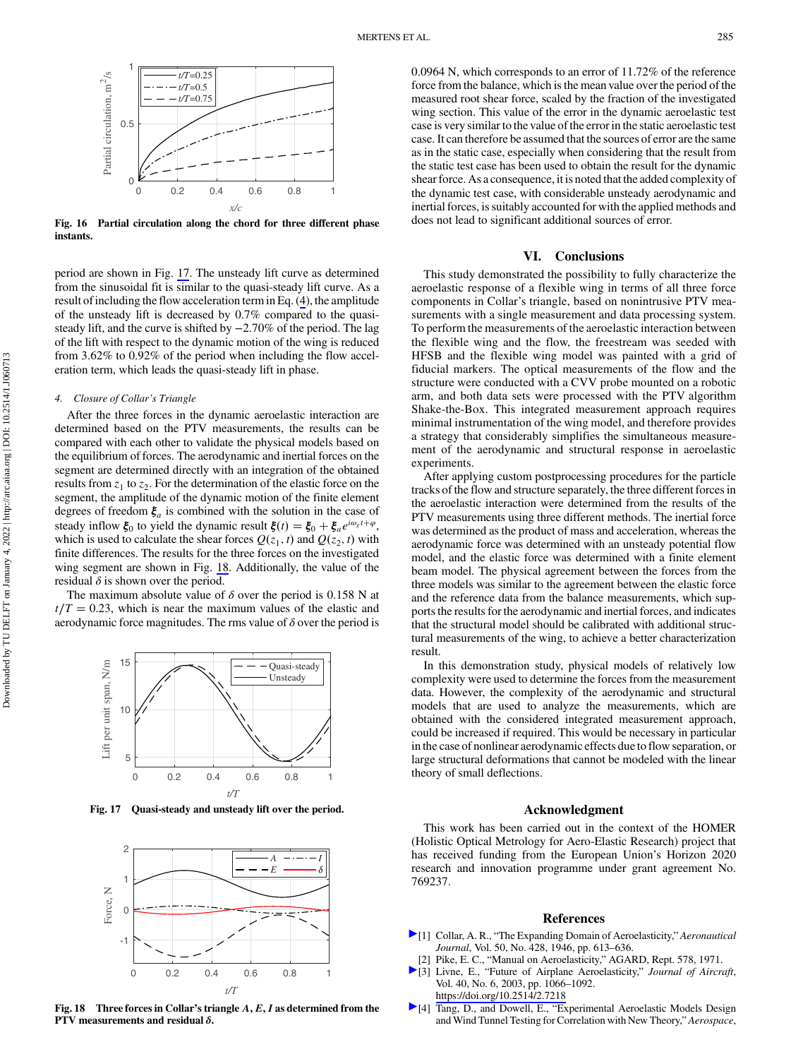Fig. 16 Partial circulation along the chord for three different phase instants.

period are shown in Fig. 17. The unsteady lift curve as determined from the sinusoidal fit is similar to the quasi-steady lift curve. As a result of including the flow acceleration term in Eq. (4), the amplitude of the unsteady lift is decreased by 0.7% compared to the quasi-steady lift, and the curve is shifted by −2.70% of the period. The lag of the lift with respect to the dynamic motion of the wing is reduced from 3.62% to 0.92% of the period when including the flow acceleration term, which leads the quasi-steady lift in phase.

#### 4. Closure of Collar's Triangle

After the three forces in the dynamic aeroelastic interaction are determined based on the PTV measurements, the results can be compared with each other to validate the physical models based on the equilibrium of forces. The aerodynamic and inertial forces on the segment are determined directly with an integration of the obtained results from $z_1$ to $z_2$. For the determination of the elastic force on the segment, the amplitude of the dynamic motion of the finite element degrees of freedom $\boldsymbol{\xi}_a$ is combined with the solution in the case of steady inflow $\boldsymbol{\xi}_0$ to yield the dynamic result $\boldsymbol{\xi}(t) = \boldsymbol{\xi}_0 + \boldsymbol{\xi}_a e^{i\omega_g t+\varphi}$, which is used to calculate the shear forces $Q(z_1, t)$ and $Q(z_2, t)$ with finite differences. The results for the three forces on the investigated wing segment are shown in Fig. 18. Additionally, the value of the residual $\delta$ is shown over the period.

The maximum absolute value of $\delta$ over the period is 0.158 N at $t/T = 0.23$, which is near the maximum values of the elastic and aerodynamic force magnitudes. The rms value of $\delta$ over the period is 0.0964 N, which corresponds to an error of 11.72% of the reference force from the balance, which is the mean value over the period of the measured root shear force, scaled by the fraction of the investigated wing section. This value of the error in the dynamic aeroelastic test case is very similar to the value of the error in the static aeroelastic test case. It can therefore be assumed that the sources of error are the same as in the static case, especially when considering that the result from the static test case has been used to obtain the result for the dynamic shear force. As a consequence, it is noted that the added complexity of the dynamic test case, with considerable unsteady aerodynamic and inertial forces, is suitably accounted for with the applied methods and does not lead to significant additional sources of error.

Fig. 17 Quasi-steady and unsteady lift over the period.

Fig. 18 Three forces in Collar's triangle $A$, $E$, $I$ as determined from the PTV measurements and residual $\delta$.

## VI. Conclusions

This study demonstrated the possibility to fully characterize the aeroelastic response of a flexible wing in terms of all three force components in Collar's triangle, based on nonintrusive PTV measurements with a single measurement and data processing system. To perform the measurements of the aeroelastic interaction between the flexible wing and the flow, the freestream was seeded with HFSB and the flexible wing model was painted with a grid of fiducial markers. The optical measurements of the flow and the structure were conducted with a CVV probe mounted on a robotic arm, and both data sets were processed with the PTV algorithm Shake-the-Box. This integrated measurement approach requires minimal instrumentation of the wing model, and therefore provides a strategy that considerably simplifies the simultaneous measurement of the aerodynamic and structural response in aeroelastic experiments.

After applying custom postprocessing procedures for the particle tracks of the flow and structure separately, the three different forces in the aeroelastic interaction were determined from the results of the PTV measurements using three different methods. The inertial force was determined as the product of mass and acceleration, whereas the aerodynamic force was determined with an unsteady potential flow model, and the elastic force was determined with a finite element beam model. The physical agreement between the forces from the three models was similar to the agreement between the elastic force and the reference data from the balance measurements, which supports the results for the aerodynamic and inertial forces, and indicates that the structural model should be calibrated with additional structural measurements of the wing, to achieve a better characterization result.

In this demonstration study, physical models of relatively low complexity were used to determine the forces from the measurement data. However, the complexity of the aerodynamic and structural models that are used to analyze the measurements, which are obtained with the considered integrated measurement approach, could be increased if required. This would be necessary in particular in the case of nonlinear aerodynamic effects due to flow separation, or large structural deformations that cannot be modeled with the linear theory of small deflections.

## Acknowledgment

This work has been carried out in the context of the HOMER (Holistic Optical Metrology for Aero-Elastic Research) project that has received funding from the European Union's Horizon 2020 research and innovation programme under grant agreement No. 769237.

## References

[1] Collar, A. R., "The Expanding Domain of Aeroelasticity," *Aeronautical Journal*, Vol. 50, No. 428, 1946, pp. 613–636.

[2] Pike, E. C., "Manual on Aeroelasticity," AGARD, Rept. 578, 1971.

[3] Livne, E., "Future of Airplane Aeroelasticity," *Journal of Aircraft*, Vol. 40, No. 6, 2003, pp. 1066–1092.
https://doi.org/10.2514/2.7218

[4] Tang, D., and Dowell, E., "Experimental Aeroelastic Models Design and Wind Tunnel Testing for Correlation with New Theory," *Aerospace*,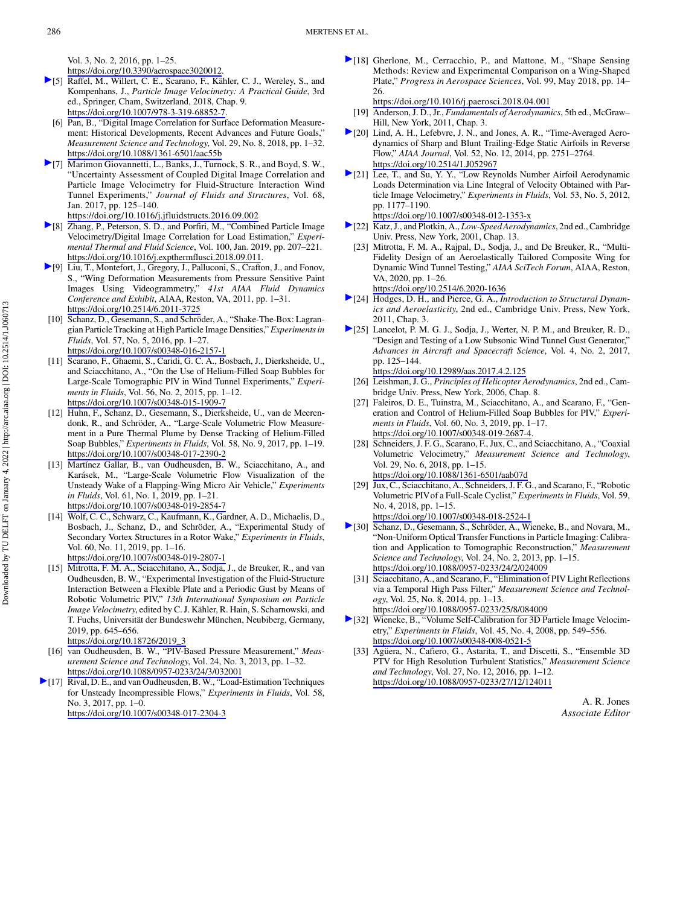Vol. 3, No. 2, 2016, pp. 1–25.
https://doi.org/10.3390/aerospace3020012.

[5] Raffel, M., Willert, C. E., Scarano, F., Kähler, C. J., Wereley, S., and Kompenhans, J., *Particle Image Velocimetry: A Practical Guide*, 3rd ed., Springer, Cham, Switzerland, 2018, Chap. 9.
https://doi.org/10.1007/978-3-319-68852-7.

[6] Pan, B., "Digital Image Correlation for Surface Deformation Measurement: Historical Developments, Recent Advances and Future Goals," *Measurement Science and Technology*, Vol. 29, No. 8, 2018, pp. 1–32.
https://doi.org/10.1088/1361-6501/aac55b

[7] Marimon Giovannetti, L., Banks, J., Turnock, S. R., and Boyd, S. W., "Uncertainty Assessment of Coupled Digital Image Correlation and Particle Image Velocimetry for Fluid-Structure Interaction Wind Tunnel Experiments," *Journal of Fluids and Structures*, Vol. 68, Jan. 2017, pp. 125–140.
https://doi.org/10.1016/j.jfluidstructs.2016.09.002

[8] Zhang, P., Peterson, S. D., and Porfiri, M., "Combined Particle Image Velocimetry/Digital Image Correlation for Load Estimation," *Experimental Thermal and Fluid Science*, Vol. 100, Jan. 2019, pp. 207–221.
https://doi.org/10.1016/j.expthermflusci.2018.09.011.

[9] Liu, T., Montefort, J., Gregory, J., Palluconi, S., Crafton, J., and Fonov, S., "Wing Deformation Measurements from Pressure Sensitive Paint Images Using Videogrammetry," *41st AIAA Fluid Dynamics Conference and Exhibit*, AIAA, Reston, VA, 2011, pp. 1–31.
https://doi.org/10.2514/6.2011-3725

[10] Schanz, D., Gesemann, S., and Schröder, A., "Shake-The-Box: Lagrangian Particle Tracking at High Particle Image Densities," *Experiments in Fluids*, Vol. 57, No. 5, 2016, pp. 1–27.
https://doi.org/10.1007/s00348-016-2157-1

[11] Scarano, F., Ghaemi, S., Caridi, G. C. A., Bosbach, J., Dierksheide, U., and Sciacchitano, A., "On the Use of Helium-Filled Soap Bubbles for Large-Scale Tomographic PIV in Wind Tunnel Experiments," *Experiments in Fluids*, Vol. 56, No. 2, 2015, pp. 1–12.
https://doi.org/10.1007/s00348-015-1909-7

[12] Huhn, F., Schanz, D., Gesemann, S., Dierksheide, U., van de Meerendonk, R., and Schröder, A., "Large-Scale Volumetric Flow Measurement in a Pure Thermal Plume by Dense Tracking of Helium-Filled Soap Bubbles," *Experiments in Fluids*, Vol. 58, No. 9, 2017, pp. 1–19.
https://doi.org/10.1007/s00348-017-2390-2

[13] Martínez Gallar, B., van Oudheusden, B. W., Sciacchitano, A., and Karásek, M., "Large-Scale Volumetric Flow Visualization of the Unsteady Wake of a Flapping-Wing Micro Air Vehicle," *Experiments in Fluids*, Vol. 61, No. 1, 2019, pp. 1–21.
https://doi.org/10.1007/s00348-019-2854-7

[14] Wolf, C. C., Schwarz, C., Kaufmann, K., Gardner, A. D., Michaelis, D., Bosbach, J., Schanz, D., and Schröder, A., "Experimental Study of Secondary Vortex Structures in a Rotor Wake," *Experiments in Fluids*, Vol. 60, No. 11, 2019, pp. 1–16.
https://doi.org/10.1007/s00348-019-2807-1

[15] Mitrotta, F. M. A., Sciacchitano, A., Sodja, J., de Breuker, R., and van Oudheusden, B. W., "Experimental Investigation of the Fluid-Structure Interaction Between a Flexible Plate and a Periodic Gust by Means of Robotic Volumetric PIV," *13th International Symposium on Particle Image Velocimetry*, edited by C. J. Kähler, R. Hain, S. Scharnowski, and T. Fuchs, Universität der Bundeswehr München, Neubiberg, Germany, 2019, pp. 645–656.
https://doi.org/10.18726/2019_3

[16] van Oudheusden, B. W., "PIV-Based Pressure Measurement," *Measurement Science and Technology*, Vol. 24, No. 3, 2013, pp. 1–32.
https://doi.org/10.1088/0957-0233/24/3/032001

[17] Rival, D. E., and van Oudheusden, B. W., "Load-Estimation Techniques for Unsteady Incompressible Flows," *Experiments in Fluids*, Vol. 58, No. 3, 2017, pp. 1–0.
https://doi.org/10.1007/s00348-017-2304-3

[18] Gherlone, M., Cerracchio, P., and Mattone, M., "Shape Sensing Methods: Review and Experimental Comparison on a Wing-Shaped Plate," *Progress in Aerospace Sciences*, Vol. 99, May 2018, pp. 14–26.
https://doi.org/10.1016/j.paerosci.2018.04.001

[19] Anderson, J. D., Jr., *Fundamentals of Aerodynamics*, 5th ed., McGraw–Hill, New York, 2011, Chap. 3.

[20] Lind, A. H., Lefebvre, J. N., and Jones, A. R., "Time-Averaged Aerodynamics of Sharp and Blunt Trailing-Edge Static Airfoils in Reverse Flow," *AIAA Journal*, Vol. 52, No. 12, 2014, pp. 2751–2764.
https://doi.org/10.2514/1.J052967

[21] Lee, T., and Su, Y. Y., "Low Reynolds Number Airfoil Aerodynamic Loads Determination via Line Integral of Velocity Obtained with Particle Image Velocimetry," *Experiments in Fluids*, Vol. 53, No. 5, 2012, pp. 1177–1190.
https://doi.org/10.1007/s00348-012-1353-x

[22] Katz, J., and Plotkin, A., *Low-Speed Aerodynamics*, 2nd ed., Cambridge Univ. Press, New York, 2001, Chap. 13.

[23] Mitrotta, F. M. A., Rajpal, D., Sodja, J., and De Breuker, R., "Multi-Fidelity Design of an Aeroelastically Tailored Composite Wing for Dynamic Wind Tunnel Testing," *AIAA SciTech Forum*, AIAA, Reston, VA, 2020, pp. 1–26.
https://doi.org/10.2514/6.2020-1636

[24] Hodges, D. H., and Pierce, G. A., *Introduction to Structural Dynamics and Aeroelasticity*, 2nd ed., Cambridge Univ. Press, New York, 2011, Chap. 3.

[25] Lancelot, P. M. G. J., Sodja, J., Werter, N. P. M., and Breuker, R. D., "Design and Testing of a Low Subsonic Wind Tunnel Gust Generator," *Advances in Aircraft and Spacecraft Science*, Vol. 4, No. 2, 2017, pp. 125–144.
https://doi.org/10.12989/aas.2017.4.2.125

[26] Leishman, J. G., *Principles of Helicopter Aerodynamics*, 2nd ed., Cambridge Univ. Press, New York, 2006, Chap. 8.

[27] Faleiros, D. E., Tuinstra, M., Sciacchitano, A., and Scarano, F., "Generation and Control of Helium-Filled Soap Bubbles for PIV," *Experiments in Fluids*, Vol. 60, No. 3, 2019, pp. 1–17.
https://doi.org/10.1007/s00348-019-2687-4.

[28] Schneiders, J. F. G., Scarano, F., Jux, C., and Sciacchitano, A., "Coaxial Volumetric Velocimetry," *Measurement Science and Technology*, Vol. 29, No. 6, 2018, pp. 1–15.
https://doi.org/10.1088/1361-6501/aab07d

[29] Jux, C., Sciacchitano, A., Schneiders, J. F. G., and Scarano, F., "Robotic Volumetric PIV of a Full-Scale Cyclist," *Experiments in Fluids*, Vol. 59, No. 4, 2018, pp. 1–15.
https://doi.org/10.1007/s00348-018-2524-1

[30] Schanz, D., Gesemann, S., Schröder, A., Wieneke, B., and Novara, M., "Non-Uniform Optical Transfer Functions in Particle Imaging: Calibration and Application to Tomographic Reconstruction," *Measurement Science and Technology*, Vol. 24, No. 2, 2013, pp. 1–15.
https://doi.org/10.1088/0957-0233/24/2/024009

[31] Sciacchitano, A., and Scarano, F., "Elimination of PIV Light Reflections via a Temporal High Pass Filter," *Measurement Science and Technology*, Vol. 25, No. 8, 2014, pp. 1–13.
https://doi.org/10.1088/0957-0233/25/8/084009

[32] Wieneke, B., "Volume Self-Calibration for 3D Particle Image Velocimetry," *Experiments in Fluids*, Vol. 45, No. 4, 2008, pp. 549–556.
https://doi.org/10.1007/s00348-008-0521-5

[33] Agüera, N., Cafiero, G., Astarita, T., and Discetti, S., "Ensemble 3D PTV for High Resolution Turbulent Statistics," *Measurement Science and Technology*, Vol. 27, No. 12, 2016, pp. 1–12.
https://doi.org/10.1088/0957-0233/27/12/124011

A. R. Jones
*Associate Editor*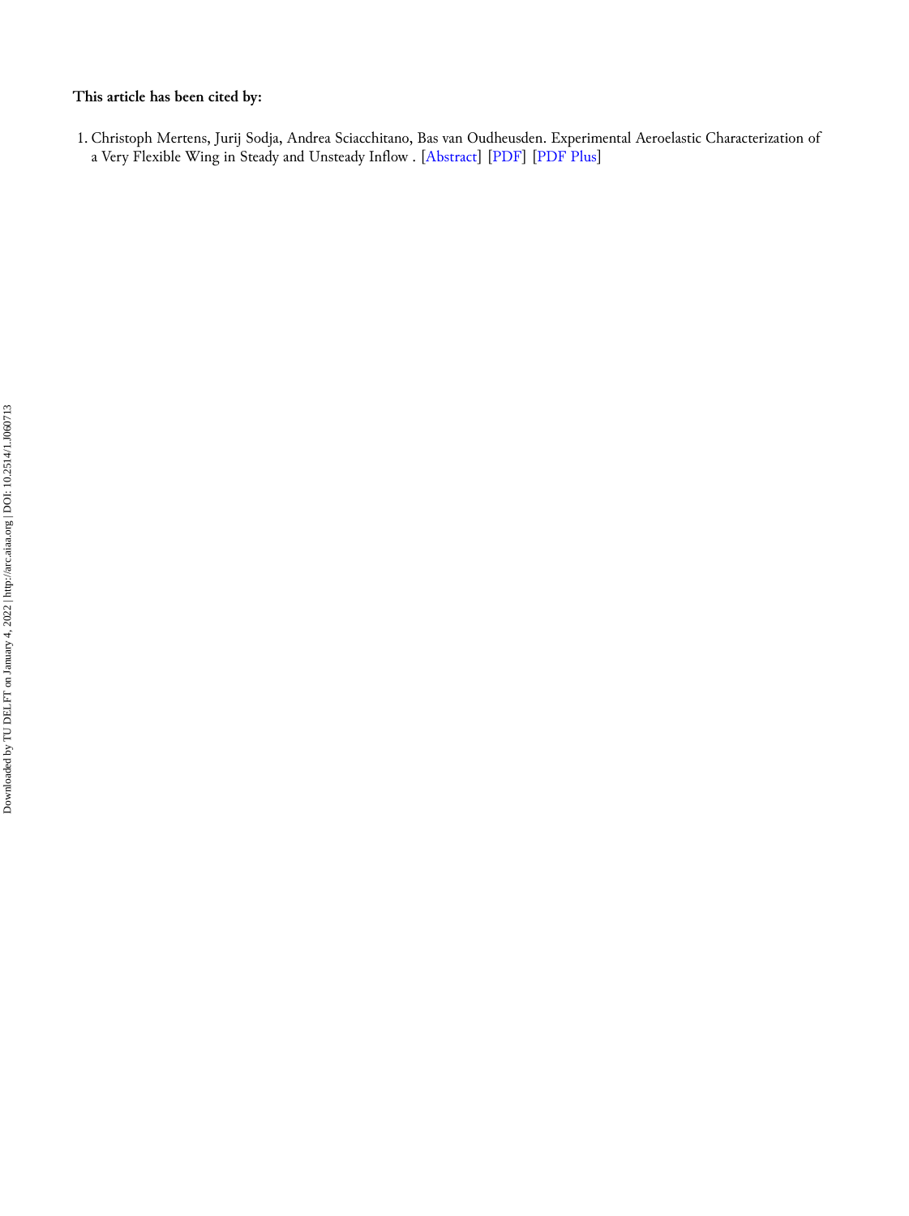**This article has been cited by:**

1. Christoph Mertens, Jurij Sodja, Andrea Sciacchitano, Bas van Oudheusden. Experimental Aeroelastic Characterization of a Very Flexible Wing in Steady and Unsteady Inflow . [Abstract] [PDF] [PDF Plus]